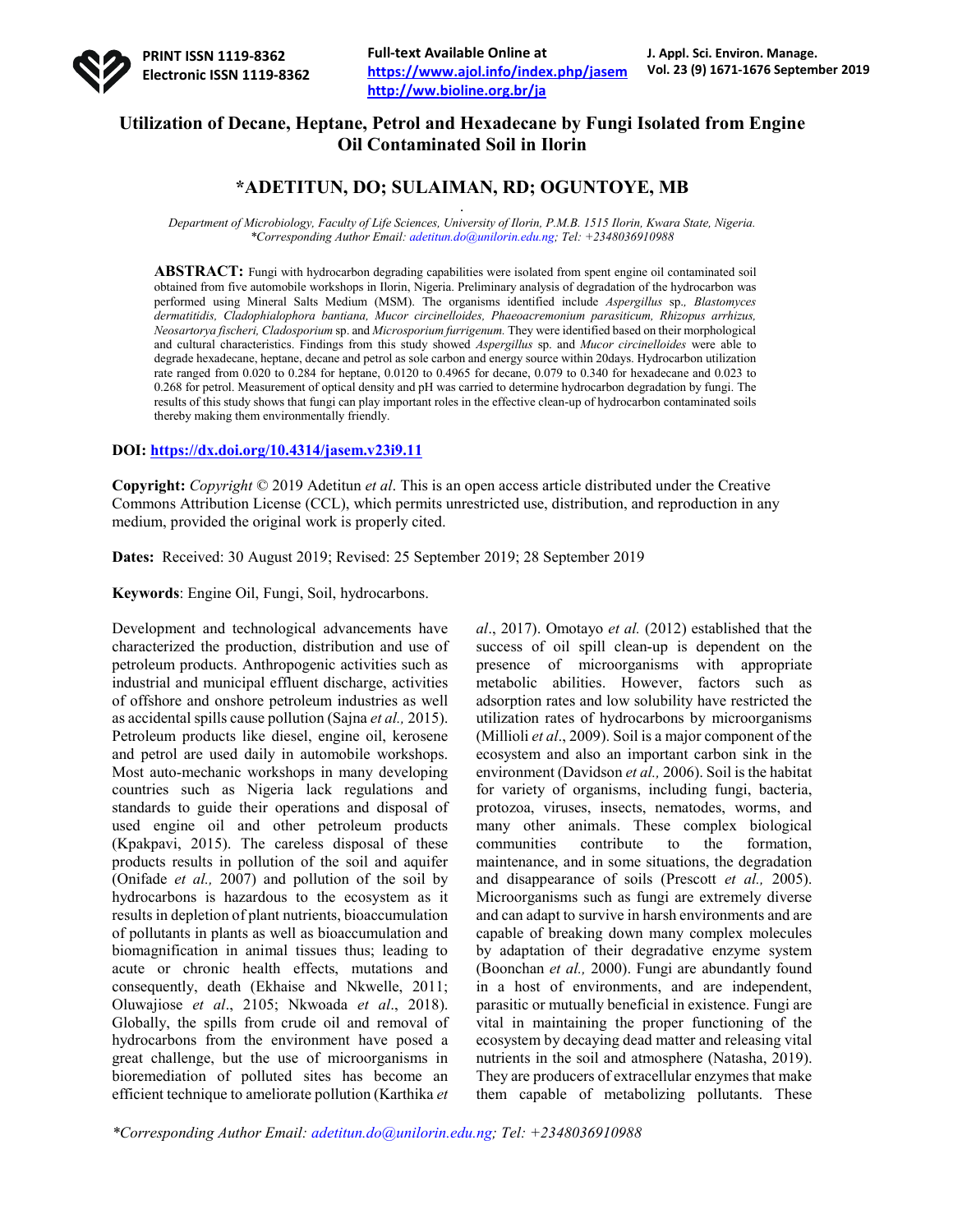# Utilization of Decane, Heptane, Petrol and Hexadecane by Fungi Isolated from Engine Oil Contaminated Soil in Ilorin

## *ADETITUN, DO; SULAIMAN, RD; OGUNTOYE, MB

*Department of Microbiology, Faculty of Life Sciences, University of Ilorin, P.M.B. 1515 Ilorin, Kwara State, Nigeria.*
*\*Corresponding Author Email: adetitun.do@unilorin.edu.ng; Tel: +2348036910988*

**ABSTRACT:** Fungi with hydrocarbon degrading capabilities were isolated from spent engine oil contaminated soil obtained from five automobile workshops in Ilorin, Nigeria. Preliminary analysis of degradation of the hydrocarbon was performed using Mineral Salts Medium (MSM). The organisms identified include *Aspergillus* sp.*, Blastomyces dermatitidis, Cladophialophora bantiana, Mucor circinelloides, Phaeoacremonium parasiticum, Rhizopus arrhizus, Neosartorya fischeri, Cladosporium* sp. and *Microsporium furrigenum.* They were identified based on their morphological and cultural characteristics. Findings from this study showed *Aspergillus* sp. and *Mucor circinelloides* were able to degrade hexadecane, heptane, decane and petrol as sole carbon and energy source within 20days. Hydrocarbon utilization rate ranged from 0.020 to 0.284 for heptane, 0.0120 to 0.4965 for decane, 0.079 to 0.340 for hexadecane and 0.023 to 0.268 for petrol. Measurement of optical density and pH was carried to determine hydrocarbon degradation by fungi. The results of this study shows that fungi can play important roles in the effective clean-up of hydrocarbon contaminated soils thereby making them environmentally friendly.

**DOI:** https://dx.doi.org/10.4314/jasem.v23i9.11

**Copyright:** *Copyright* © 2019 Adetitun *et al*. This is an open access article distributed under the Creative Commons Attribution License (CCL), which permits unrestricted use, distribution, and reproduction in any medium, provided the original work is properly cited.

**Dates:** Received: 30 August 2019; Revised: 25 September 2019; 28 September 2019

**Keywords**: Engine Oil, Fungi, Soil, hydrocarbons.

Development and technological advancements have characterized the production, distribution and use of petroleum products. Anthropogenic activities such as industrial and municipal effluent discharge, activities of offshore and onshore petroleum industries as well as accidental spills cause pollution (Sajna *et al.,* 2015). Petroleum products like diesel, engine oil, kerosene and petrol are used daily in automobile workshops. Most auto-mechanic workshops in many developing countries such as Nigeria lack regulations and standards to guide their operations and disposal of used engine oil and other petroleum products (Kpakpavi, 2015). The careless disposal of these products results in pollution of the soil and aquifer (Onifade *et al.,* 2007) and pollution of the soil by hydrocarbons is hazardous to the ecosystem as it results in depletion of plant nutrients, bioaccumulation of pollutants in plants as well as bioaccumulation and biomagnification in animal tissues thus; leading to acute or chronic health effects, mutations and consequently, death (Ekhaise and Nkwelle, 2011; Oluwajiose *et al*., 2105; Nkwoada *et al*., 2018). Globally, the spills from crude oil and removal of hydrocarbons from the environment have posed a great challenge, but the use of microorganisms in bioremediation of polluted sites has become an efficient technique to ameliorate pollution (Karthika *et al*., 2017). Omotayo *et al.* (2012) established that the success of oil spill clean-up is dependent on the presence of microorganisms with appropriate metabolic abilities. However, factors such as adsorption rates and low solubility have restricted the utilization rates of hydrocarbons by microorganisms (Millioli *et al*., 2009). Soil is a major component of the ecosystem and also an important carbon sink in the environment (Davidson *et al.,* 2006). Soil is the habitat for variety of organisms, including fungi, bacteria, protozoa, viruses, insects, nematodes, worms, and many other animals. These complex biological communities contribute to the formation, maintenance, and in some situations, the degradation and disappearance of soils (Prescott *et al.,* 2005). Microorganisms such as fungi are extremely diverse and can adapt to survive in harsh environments and are capable of breaking down many complex molecules by adaptation of their degradative enzyme system (Boonchan *et al.,* 2000). Fungi are abundantly found in a host of environments, and are independent, parasitic or mutually beneficial in existence. Fungi are vital in maintaining the proper functioning of the ecosystem by decaying dead matter and releasing vital nutrients in the soil and atmosphere (Natasha, 2019). They are producers of extracellular enzymes that make them capable of metabolizing pollutants. These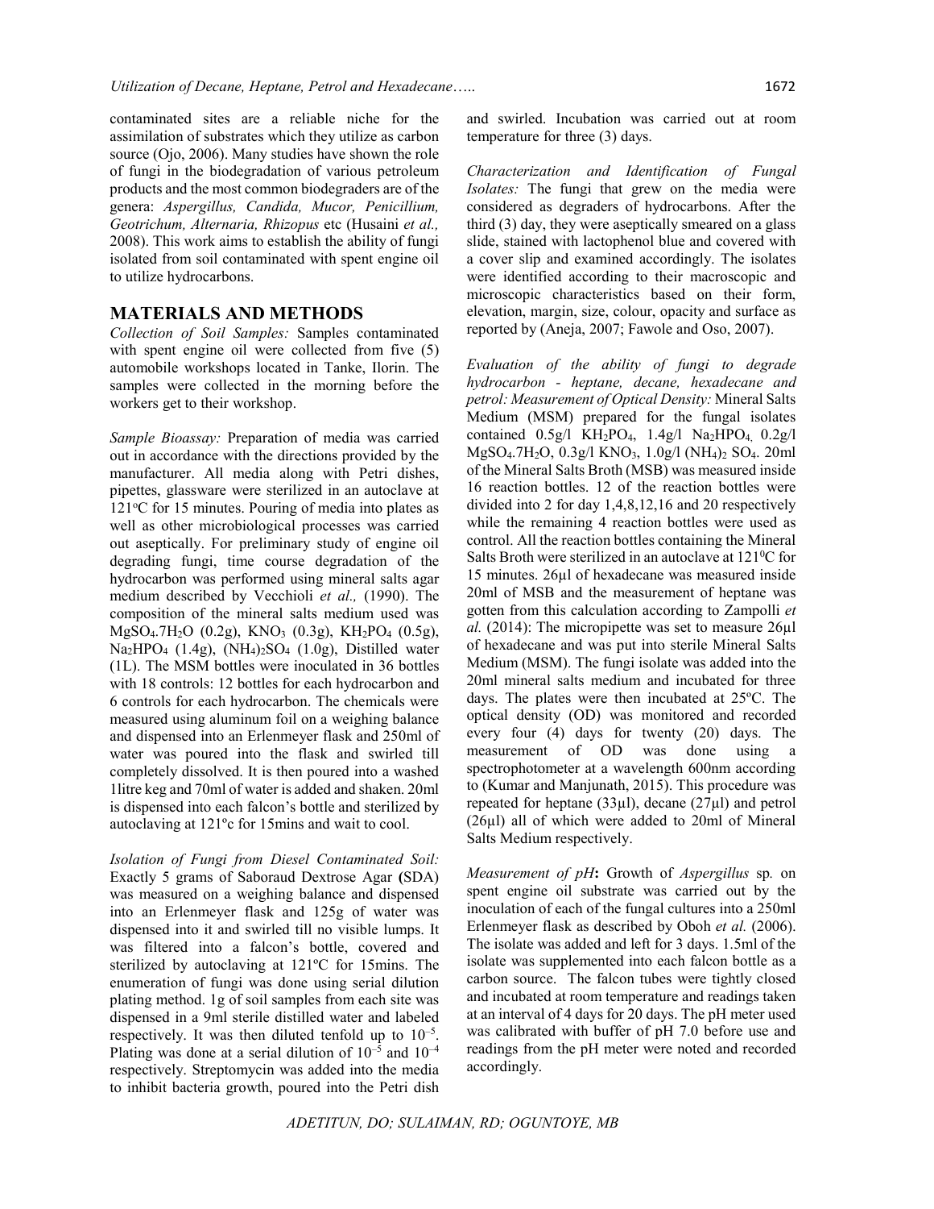contaminated sites are a reliable niche for the assimilation of substrates which they utilize as carbon source (Ojo, 2006). Many studies have shown the role of fungi in the biodegradation of various petroleum products and the most common biodegraders are of the genera: *Aspergillus, Candida, Mucor, Penicillium, Geotrichum, Alternaria, Rhizopus* etc (Husaini *et al.,* 2008). This work aims to establish the ability of fungi isolated from soil contaminated with spent engine oil to utilize hydrocarbons.

## MATERIALS AND METHODS

*Collection of Soil Samples:* Samples contaminated with spent engine oil were collected from five (5) automobile workshops located in Tanke, Ilorin. The samples were collected in the morning before the workers get to their workshop.

*Sample Bioassay:* Preparation of media was carried out in accordance with the directions provided by the manufacturer. All media along with Petri dishes, pipettes, glassware were sterilized in an autoclave at 121°C for 15 minutes. Pouring of media into plates as well as other microbiological processes was carried out aseptically. For preliminary study of engine oil degrading fungi, time course degradation of the hydrocarbon was performed using mineral salts agar medium described by Vecchioli *et al.,* (1990). The composition of the mineral salts medium used was $MgSO_4.7H_2O$ (0.2g), $KNO_3$ (0.3g), $KH_2PO_4$ (0.5g), $Na_2HPO_4$ (1.4g), $(NH_4)_2SO_4$ (1.0g), Distilled water (1L). The MSM bottles were inoculated in 36 bottles with 18 controls: 12 bottles for each hydrocarbon and 6 controls for each hydrocarbon. The chemicals were measured using aluminum foil on a weighing balance and dispensed into an Erlenmeyer flask and 250ml of water was poured into the flask and swirled till completely dissolved. It is then poured into a washed 1litre keg and 70ml of water is added and shaken. 20ml is dispensed into each falcon's bottle and sterilized by autoclaving at 121°c for 15mins and wait to cool.

*Isolation of Fungi from Diesel Contaminated Soil:* Exactly 5 grams of Saboraud Dextrose Agar **(**SDA) was measured on a weighing balance and dispensed into an Erlenmeyer flask and 125g of water was dispensed into it and swirled till no visible lumps. It was filtered into a falcon's bottle, covered and sterilized by autoclaving at 121°C for 15mins. The enumeration of fungi was done using serial dilution plating method. 1g of soil samples from each site was dispensed in a 9ml sterile distilled water and labeled respectively. It was then diluted tenfold up to $10^{-5}$. Plating was done at a serial dilution of $10^{-5}$ and $10^{-4}$ respectively. Streptomycin was added into the media to inhibit bacteria growth, poured into the Petri dish and swirled. Incubation was carried out at room temperature for three (3) days.

*Characterization and Identification of Fungal Isolates:* The fungi that grew on the media were considered as degraders of hydrocarbons. After the third (3) day, they were aseptically smeared on a glass slide, stained with lactophenol blue and covered with a cover slip and examined accordingly. The isolates were identified according to their macroscopic and microscopic characteristics based on their form, elevation, margin, size, colour, opacity and surface as reported by (Aneja, 2007; Fawole and Oso, 2007).

*Evaluation of the ability of fungi to degrade hydrocarbon - heptane, decane, hexadecane and petrol: Measurement of Optical Density:* Mineral Salts Medium (MSM) prepared for the fungal isolates contained 0.5g/l $KH_2PO_4$, 1.4g/l $Na_2HPO_4$, 0.2g/l $MgSO_4.7H_2O$, 0.3g/l $KNO_3$, 1.0g/l $(NH_4)_2SO_4$. 20ml of the Mineral Salts Broth (MSB) was measured inside 16 reaction bottles. 12 of the reaction bottles were divided into 2 for day 1,4,8,12,16 and 20 respectively while the remaining 4 reaction bottles were used as control. All the reaction bottles containing the Mineral Salts Broth were sterilized in an autoclave at 121°C for 15 minutes. 26µl of hexadecane was measured inside 20ml of MSB and the measurement of heptane was gotten from this calculation according to Zampolli *et al.* (2014): The micropipette was set to measure 26µl of hexadecane and was put into sterile Mineral Salts Medium (MSM). The fungi isolate was added into the 20ml mineral salts medium and incubated for three days. The plates were then incubated at 25°C. The optical density (OD) was monitored and recorded every four (4) days for twenty (20) days. The measurement of OD was done using a spectrophotometer at a wavelength 600nm according to (Kumar and Manjunath, 2015). This procedure was repeated for heptane (33µl), decane (27µl) and petrol (26µl) all of which were added to 20ml of Mineral Salts Medium respectively.

*Measurement of pH***:** Growth of *Aspergillus* sp*.* on spent engine oil substrate was carried out by the inoculation of each of the fungal cultures into a 250ml Erlenmeyer flask as described by Oboh *et al.* (2006). The isolate was added and left for 3 days. 1.5ml of the isolate was supplemented into each falcon bottle as a carbon source. The falcon tubes were tightly closed and incubated at room temperature and readings taken at an interval of 4 days for 20 days. The pH meter used was calibrated with buffer of pH 7.0 before use and readings from the pH meter were noted and recorded accordingly.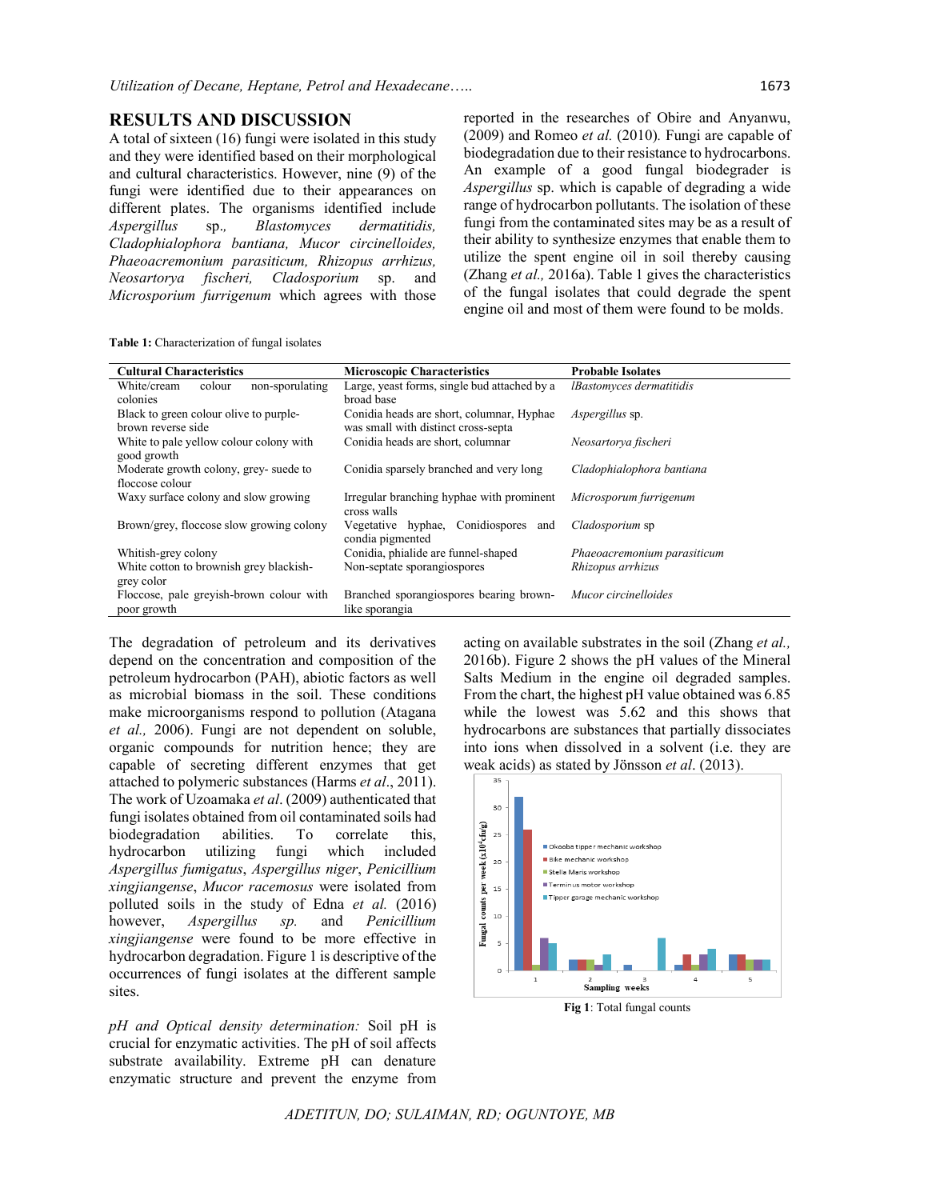## RESULTS AND DISCUSSION

A total of sixteen (16) fungi were isolated in this study and they were identified based on their morphological and cultural characteristics. However, nine (9) of the fungi were identified due to their appearances on different plates. The organisms identified include *Aspergillus* sp., *Blastomyces dermatitidis, Cladophialophora bantiana, Mucor circinelloides, Phaeoacremonium parasiticum, Rhizopus arrhizus, Neosartorya fischeri, Cladosporium* sp. and *Microsporium furrigenum* which agrees with those reported in the researches of Obire and Anyanwu, (2009) and Romeo *et al.* (2010). Fungi are capable of biodegradation due to their resistance to hydrocarbons. An example of a good fungal biodegrader is *Aspergillus* sp. which is capable of degrading a wide range of hydrocarbon pollutants. The isolation of these fungi from the contaminated sites may be as a result of their ability to synthesize enzymes that enable them to utilize the spent engine oil in soil thereby causing (Zhang *et al.,* 2016a). Table 1 gives the characteristics of the fungal isolates that could degrade the spent engine oil and most of them were found to be molds.

**Table 1:** Characterization of fungal isolates

| Cultural Characteristics | Microscopic Characteristics | Probable Isolates |
|---|---|---|
| White/cream colour non-sporulating colonies | Large, yeast forms, single bud attached by a broad base | *lBastomyces dermatitidis* |
| Black to green colour olive to purple-brown reverse side | Conidia heads are short, columnar, Hyphae was small with distinct cross-septa | *Aspergillus* sp. |
| White to pale yellow colour colony with good growth | Conidia heads are short, columnar | *Neosartorya fischeri* |
| Moderate growth colony, grey- suede to floccose colour | Conidia sparsely branched and very long | *Cladophialophora bantiana* |
| Waxy surface colony and slow growing | Irregular branching hyphae with prominent cross walls | *Microsporum furrigenum* |
| Brown/grey, floccose slow growing colony | Vegetative hyphae, Conidiospores and condia pigmented | *Cladosporium* sp |
| Whitish-grey colony | Conidia, phialide are funnel-shaped | *Phaeoacremonium parasiticum* |
| White cotton to brownish grey blackish-grey color | Non-septate sporangiospores | *Rhizopus arrhizus* |
| Floccose, pale greyish-brown colour with poor growth | Branched sporangiospores bearing brown-like sporangia | *Mucor circinelloides* |

The degradation of petroleum and its derivatives depend on the concentration and composition of the petroleum hydrocarbon (PAH), abiotic factors as well as microbial biomass in the soil. These conditions make microorganisms respond to pollution (Atagana *et al.,* 2006). Fungi are not dependent on soluble, organic compounds for nutrition hence; they are capable of secreting different enzymes that get attached to polymeric substances (Harms *et al*., 2011). The work of Uzoamaka *et al*. (2009) authenticated that fungi isolates obtained from oil contaminated soils had biodegradation abilities. To correlate this, hydrocarbon utilizing fungi which included *Aspergillus fumigatus*, *Aspergillus niger*, *Penicillium xingjiangense*, *Mucor racemosus* were isolated from polluted soils in the study of Edna *et al.* (2016) however, *Aspergillus sp.* and *Penicillium xingjiangense* were found to be more effective in hydrocarbon degradation. Figure 1 is descriptive of the occurrences of fungi isolates at the different sample sites.

*pH and Optical density determination:* Soil pH is crucial for enzymatic activities. The pH of soil affects substrate availability. Extreme pH can denature enzymatic structure and prevent the enzyme from acting on available substrates in the soil (Zhang *et al.,* 2016b). Figure 2 shows the pH values of the Mineral Salts Medium in the engine oil degraded samples. From the chart, the highest pH value obtained was 6.85 while the lowest was 5.62 and this shows that hydrocarbons are substances that partially dissociates into ions when dissolved in a solvent (i.e. they are weak acids) as stated by Jönsson *et al*. (2013).

**Fig 1**: Total fungal counts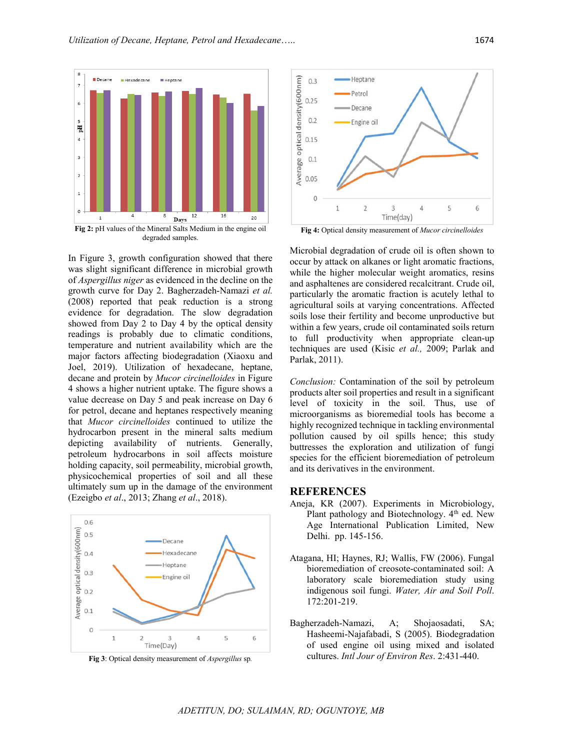Fig 2: pH values of the Mineral Salts Medium in the engine oil degraded samples.

In Figure 3, growth configuration showed that there was slight significant difference in microbial growth of *Aspergillus niger* as evidenced in the decline on the growth curve for Day 2. Bagherzadeh-Namazi *et al.* (2008) reported that peak reduction is a strong evidence for degradation. The slow degradation showed from Day 2 to Day 4 by the optical density readings is probably due to climatic conditions, temperature and nutrient availability which are the major factors affecting biodegradation (Xiaoxu and Joel, 2019). Utilization of hexadecane, heptane, decane and protein by *Mucor circinelloides* in Figure 4 shows a higher nutrient uptake. The figure shows a value decrease on Day 5 and peak increase on Day 6 for petrol, decane and heptanes respectively meaning that *Mucor circinelloides* continued to utilize the hydrocarbon present in the mineral salts medium depicting availability of nutrients. Generally, petroleum hydrocarbons in soil affects moisture holding capacity, soil permeability, microbial growth, physicochemical properties of soil and all these ultimately sum up in the damage of the environment (Ezeigbo *et al*., 2013; Zhang *et al*., 2018).

Fig 3: Optical density measurement of *Aspergillus* sp.

Fig 4: Optical density measurement of *Mucor circinelloides*

Microbial degradation of crude oil is often shown to occur by attack on alkanes or light aromatic fractions, while the higher molecular weight aromatics, resins and asphaltenes are considered recalcitrant. Crude oil, particularly the aromatic fraction is acutely lethal to agricultural soils at varying concentrations. Affected soils lose their fertility and become unproductive but within a few years, crude oil contaminated soils return to full productivity when appropriate clean-up techniques are used (Kisic *et al.,* 2009; Parlak and Parlak, 2011).

*Conclusion:* Contamination of the soil by petroleum products alter soil properties and result in a significant level of toxicity in the soil. Thus, use of microorganisms as bioremedial tools has become a highly recognized technique in tackling environmental pollution caused by oil spills hence; this study buttresses the exploration and utilization of fungi species for the efficient bioremediation of petroleum and its derivatives in the environment.

## REFERENCES

Aneja, KR (2007). Experiments in Microbiology, Plant pathology and Biotechnology. 4th ed. New Age International Publication Limited, New Delhi. pp. 145-156.

Atagana, HI; Haynes, RJ; Wallis, FW (2006). Fungal bioremediation of creosote-contaminated soil: A laboratory scale bioremediation study using indigenous soil fungi. *Water, Air and Soil Poll*. 172:201-219.

Bagherzadeh-Namazi, A; Shojaosadati, SA; Hasheemi-Najafabadi, S (2005). Biodegradation of used engine oil using mixed and isolated cultures. *Intl Jour of Environ Res*. 2:431-440.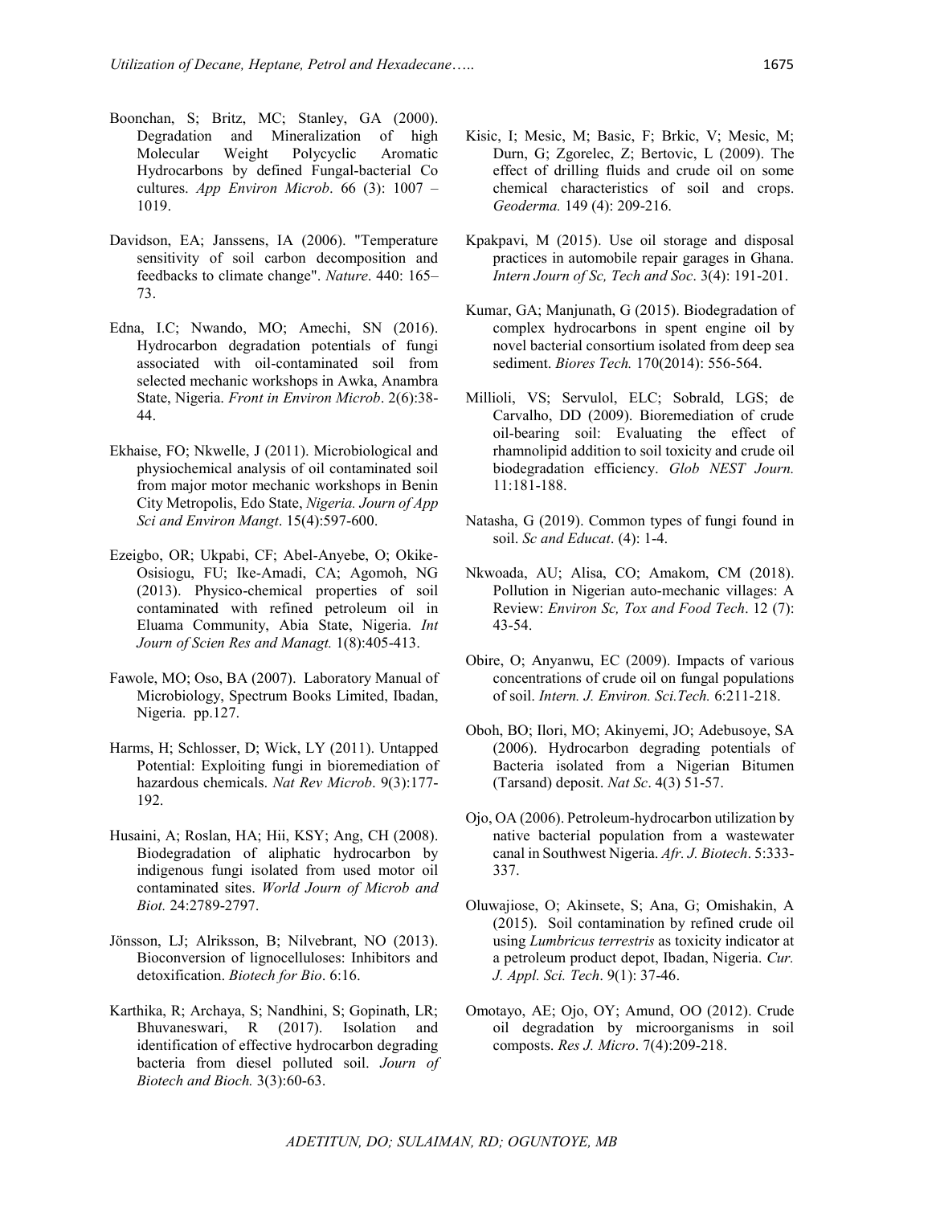Boonchan, S; Britz, MC; Stanley, GA (2000). Degradation and Mineralization of high Molecular Weight Polycyclic Aromatic Hydrocarbons by defined Fungal-bacterial Co cultures. *App Environ Microb*. 66 (3): 1007 – 1019.

Davidson, EA; Janssens, IA (2006). "Temperature sensitivity of soil carbon decomposition and feedbacks to climate change". *Nature*. 440: 165–73.

Edna, I.C; Nwando, MO; Amechi, SN (2016). Hydrocarbon degradation potentials of fungi associated with oil-contaminated soil from selected mechanic workshops in Awka, Anambra State, Nigeria. *Front in Environ Microb*. 2(6):38-44.

Ekhaise, FO; Nkwelle, J (2011). Microbiological and physiochemical analysis of oil contaminated soil from major motor mechanic workshops in Benin City Metropolis, Edo State, *Nigeria. Journ of App Sci and Environ Mangt*. 15(4):597-600.

Ezeigbo, OR; Ukpabi, CF; Abel-Anyebe, O; Okike-Osisiogu, FU; Ike-Amadi, CA; Agomoh, NG (2013). Physico-chemical properties of soil contaminated with refined petroleum oil in Eluama Community, Abia State, Nigeria. *Int Journ of Scien Res and Managt.* 1(8):405-413.

Fawole, MO; Oso, BA (2007). Laboratory Manual of Microbiology, Spectrum Books Limited, Ibadan, Nigeria. pp.127.

Harms, H; Schlosser, D; Wick, LY (2011). Untapped Potential: Exploiting fungi in bioremediation of hazardous chemicals. *Nat Rev Microb*. 9(3):177-192.

Husaini, A; Roslan, HA; Hii, KSY; Ang, CH (2008). Biodegradation of aliphatic hydrocarbon by indigenous fungi isolated from used motor oil contaminated sites. *World Journ of Microb and Biot.* 24:2789-2797.

Jönsson, LJ; Alriksson, B; Nilvebrant, NO (2013). Bioconversion of lignocelluloses: Inhibitors and detoxification. *Biotech for Bio*. 6:16.

Karthika, R; Archaya, S; Nandhini, S; Gopinath, LR; Bhuvaneswari, R (2017). Isolation and identification of effective hydrocarbon degrading bacteria from diesel polluted soil. *Journ of Biotech and Bioch.* 3(3):60-63.

Kisic, I; Mesic, M; Basic, F; Brkic, V; Mesic, M; Durn, G; Zgorelec, Z; Bertovic, L (2009). The effect of drilling fluids and crude oil on some chemical characteristics of soil and crops. *Geoderma.* 149 (4): 209-216.

Kpakpavi, M (2015). Use oil storage and disposal practices in automobile repair garages in Ghana. *Intern Journ of Sc, Tech and Soc*. 3(4): 191-201.

Kumar, GA; Manjunath, G (2015). Biodegradation of complex hydrocarbons in spent engine oil by novel bacterial consortium isolated from deep sea sediment. *Biores Tech.* 170(2014): 556-564.

Millioli, VS; Servulol, ELC; Sobrald, LGS; de Carvalho, DD (2009). Bioremediation of crude oil-bearing soil: Evaluating the effect of rhamnolipid addition to soil toxicity and crude oil biodegradation efficiency. *Glob NEST Journ.* 11:181-188.

Natasha, G (2019). Common types of fungi found in soil. *Sc and Educat*. (4): 1-4.

Nkwoada, AU; Alisa, CO; Amakom, CM (2018). Pollution in Nigerian auto-mechanic villages: A Review: *Environ Sc, Tox and Food Tech*. 12 (7): 43-54.

Obire, O; Anyanwu, EC (2009). Impacts of various concentrations of crude oil on fungal populations of soil. *Intern. J. Environ. Sci.Tech.* 6:211-218.

Oboh, BO; Ilori, MO; Akinyemi, JO; Adebusoye, SA (2006). Hydrocarbon degrading potentials of Bacteria isolated from a Nigerian Bitumen (Tarsand) deposit. *Nat Sc*. 4(3) 51-57.

Ojo, OA (2006). Petroleum-hydrocarbon utilization by native bacterial population from a wastewater canal in Southwest Nigeria. *Afr. J. Biotech*. 5:333-337.

Oluwajiose, O; Akinsete, S; Ana, G; Omishakin, A (2015). Soil contamination by refined crude oil using *Lumbricus terrestris* as toxicity indicator at a petroleum product depot, Ibadan, Nigeria. *Cur. J. Appl. Sci. Tech*. 9(1): 37-46.

Omotayo, AE; Ojo, OY; Amund, OO (2012). Crude oil degradation by microorganisms in soil composts. *Res J. Micro*. 7(4):209-218.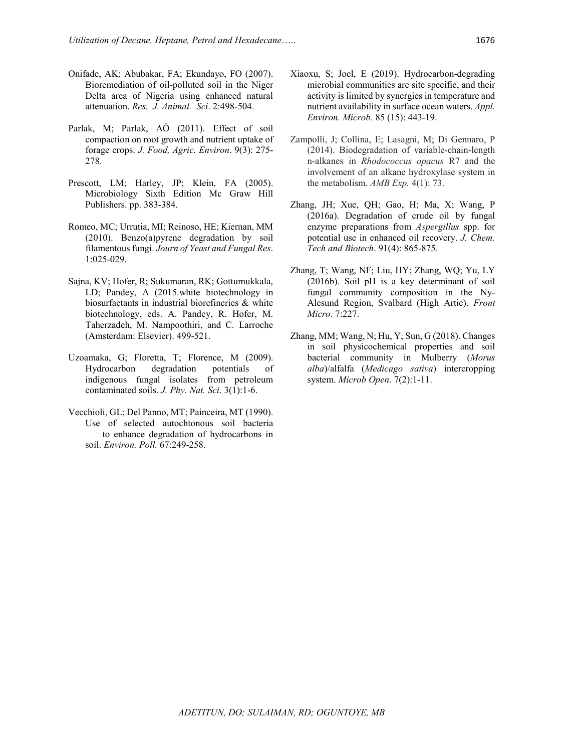Onifade, AK; Abubakar, FA; Ekundayo, FO (2007). Bioremediation of oil-polluted soil in the Niger Delta area of Nigeria using enhanced natural attenuation. *Res. J. Animal. Sci*. 2:498-504.

Parlak, M; Parlak, AÖ (2011). Effect of soil compaction on root growth and nutrient uptake of forage crops. *J. Food, Agric. Environ*. 9(3): 275-278.

Prescott, LM; Harley, JP; Klein, FA (2005). Microbiology Sixth Edition Mc Graw Hill Publishers. pp. 383-384.

Romeo, MC; Urrutia, MI; Reinoso, HE; Kiernan, MM (2010). Benzo(a)pyrene degradation by soil filamentous fungi. *Journ of Yeast and Fungal Res*. 1:025-029.

Sajna, KV; Hofer, R; Sukumaran, RK; Gottumukkala, LD; Pandey, A (2015.white biotechnology in biosurfactants in industrial biorefineries & white biotechnology, eds. A. Pandey, R. Hofer, M. Taherzadeh, M. Nampoothiri, and C. Larroche (Amsterdam: Elsevier). 499-521.

Uzoamaka, G; Floretta, T; Florence, M (2009). Hydrocarbon degradation potentials of indigenous fungal isolates from petroleum contaminated soils. *J. Phy. Nat. Sci*. 3(1):1-6.

Vecchioli, GL; Del Panno, MT; Painceira, MT (1990). Use of selected autochtonous soil bacteria to enhance degradation of hydrocarbons in soil. *Environ. Poll.* 67:249-258.

Xiaoxu, S; Joel, E (2019). Hydrocarbon-degrading microbial communities are site specific, and their activity is limited by synergies in temperature and nutrient availability in surface ocean waters. *Appl. Environ. Microb.* 85 (15): 443-19.

Zampolli, J; Collina, E; Lasagni, M; Di Gennaro, P (2014). Biodegradation of variable-chain-length n-alkanes in *Rhodococcus opacus* R7 and the involvement of an alkane hydroxylase system in the metabolism. *AMB Exp.* 4(1): 73.

Zhang, JH; Xue, QH; Gao, H; Ma, X; Wang, P (2016a). Degradation of crude oil by fungal enzyme preparations from *Aspergillus* spp. for potential use in enhanced oil recovery. *J. Chem. Tech and Biotech*. 91(4): 865-875.

Zhang, T; Wang, NF; Liu, HY; Zhang, WQ; Yu, LY (2016b). Soil pH is a key determinant of soil fungal community composition in the Ny-Alesund Region, Svalbard (High Artic). *Front Micro*. 7:227.

Zhang, MM; Wang, N; Hu, Y; Sun, G (2018). Changes in soil physicochemical properties and soil bacterial community in Mulberry (*Morus alba*)/alfalfa (*Medicago sativa*) intercropping system. *Microb Open*. 7(2):1-11.